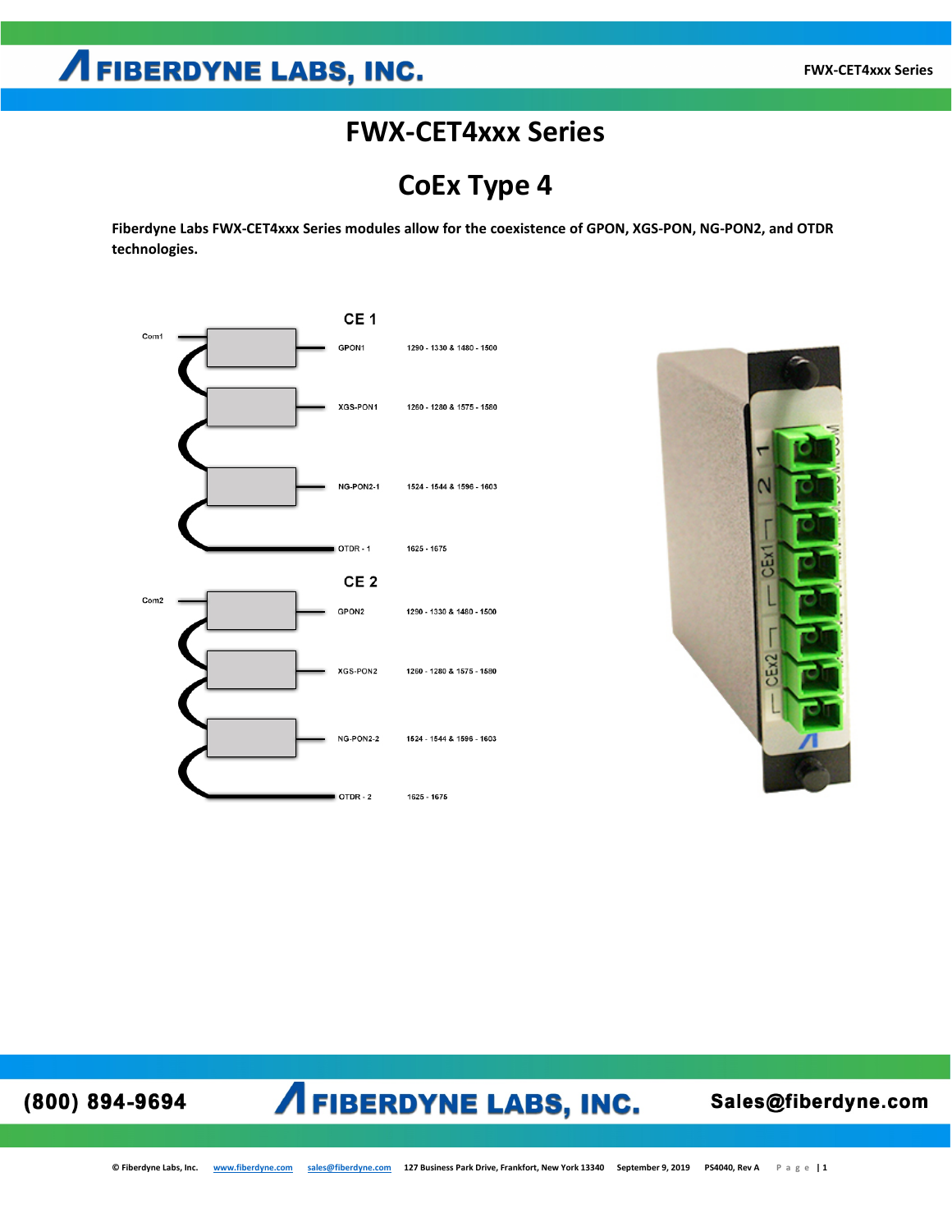# FWX-CET4xxx Series

## CoEx Type 4

**Fiberdyne Labs FWX-CET4xxx Series modules allow for the coexistence of GPON, XGS-PON, NG-PON2, and OTDR technologies.**

**CE 1**

Com1

| Port | Wavelength |
|---|---|
| GPON1 | 1290 - 1330 & 1480 - 1500 |
| XGS-PON1 | 1260 - 1280 & 1575 - 1580 |
| NG-PON2-1 | 1524 - 1544 & 1596 - 1603 |
| OTDR - 1 | 1625 - 1675 |

**CE 2**

Com2

| Port | Wavelength |
|---|---|
| GPON2 | 1290 - 1330 & 1480 - 1500 |
| XGS-PON2 | 1260 - 1280 & 1575 - 1580 |
| NG-PON2-2 | 1524 - 1544 & 1596 - 1603 |
| OTDR - 2 | 1625 - 1675 |

(800) 894-9694 | FIBERDYNE LABS, INC. | Sales@fiberdyne.com

© Fiberdyne Labs, Inc. www.fiberdyne.com sales@fiberdyne.com 127 Business Park Drive, Frankfort, New York 13340 September 9, 2019 PS4040, Rev A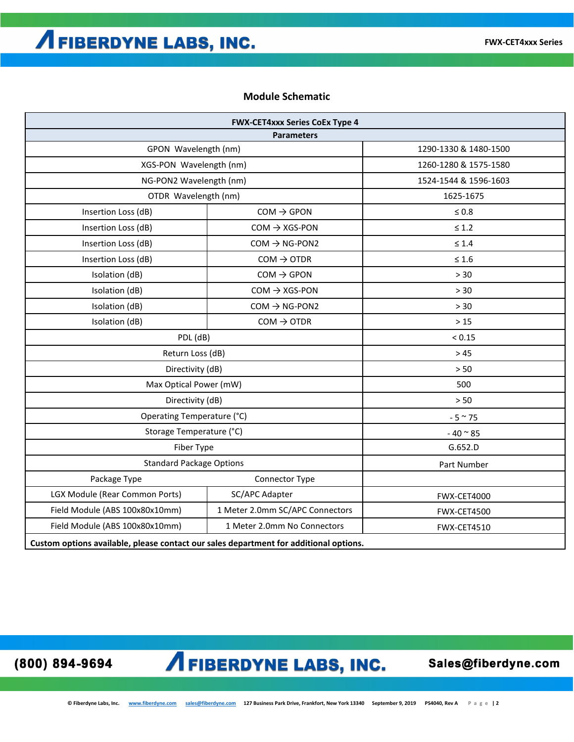## Module Schematic

| FWX-CET4xxx Series CoEx Type 4 | | |
|---|---|---|
| **Parameters** | | |
| GPON Wavelength (nm) | | 1290-1330 & 1480-1500 |
| XGS-PON Wavelength (nm) | | 1260-1280 & 1575-1580 |
| NG-PON2 Wavelength (nm) | | 1524-1544 & 1596-1603 |
| OTDR Wavelength (nm) | | 1625-1675 |
| Insertion Loss (dB) | COM → GPON | ≤ 0.8 |
| Insertion Loss (dB) | COM → XGS-PON | ≤ 1.2 |
| Insertion Loss (dB) | COM → NG-PON2 | ≤ 1.4 |
| Insertion Loss (dB) | COM → OTDR | ≤ 1.6 |
| Isolation (dB) | COM → GPON | > 30 |
| Isolation (dB) | COM → XGS-PON | > 30 |
| Isolation (dB) | COM → NG-PON2 | > 30 |
| Isolation (dB) | COM → OTDR | > 15 |
| PDL (dB) | | < 0.15 |
| Return Loss (dB) | | > 45 |
| Directivity (dB) | | > 50 |
| Max Optical Power (mW) | | 500 |
| Directivity (dB) | | > 50 |
| Operating Temperature (°C) | | - 5 ~ 75 |
| Storage Temperature (°C) | | - 40 ~ 85 |
| Fiber Type | | G.652.D |
| Standard Package Options | | Part Number |
| Package Type | Connector Type | |
| LGX Module (Rear Common Ports) | SC/APC Adapter | FWX-CET4000 |
| Field Module (ABS 100x80x10mm) | 1 Meter 2.0mm SC/APC Connectors | FWX-CET4500 |
| Field Module (ABS 100x80x10mm) | 1 Meter 2.0mm No Connectors | FWX-CET4510 |
| **Custom options available, please contact our sales department for additional options.** | | |

(800) 894-9694 FIBERDYNE LABS, INC. Sales@fiberdyne.com

© Fiberdyne Labs, Inc. www.fiberdyne.com sales@fiberdyne.com 127 Business Park Drive, Frankfort, New York 13340 September 9, 2019 PS4040, Rev A